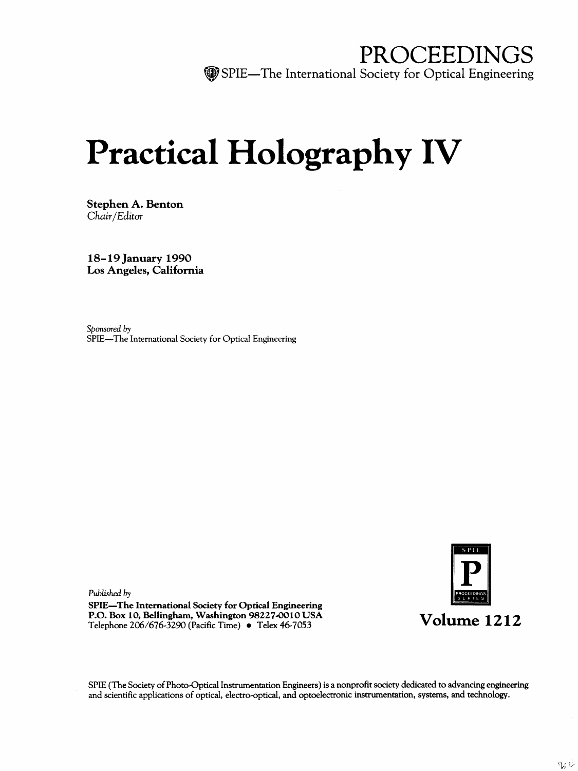# PROCEEDINGS

SPIE—The International Society for Optical Engineering

# Practical Holography IV

**Stephen A. Benton**
*Chair/Editor*

**18–19 January 1990**
**Los Angeles, California**

*Sponsored by*
SPIE—The International Society for Optical Engineering

*Published by*
**SPIE—The International Society for Optical Engineering**
**P.O. Box 10, Bellingham, Washington 98227-0010 USA**
Telephone 206/676-3290 (Pacific Time) • Telex 46-7053

SPIE P PROCEEDINGS SERIES

**Volume 1212**

SPIE (The Society of Photo-Optical Instrumentation Engineers) is a nonprofit society dedicated to advancing engineering and scientific applications of optical, electro-optical, and optoelectronic instrumentation, systems, and technology.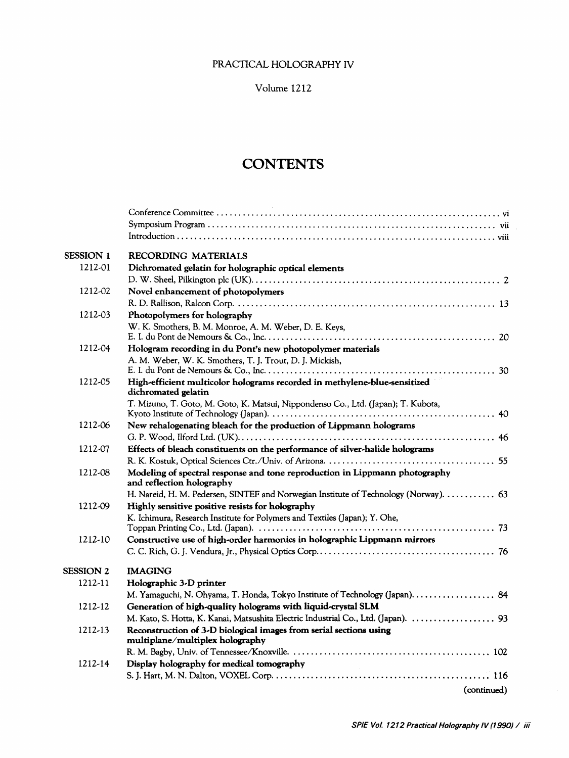PRACTICAL HOLOGRAPHY IV

Volume 1212

# CONTENTS

Conference Committee . . . . . . . . . . vi
Symposium Program . . . . . . . . . . vii
Introduction . . . . . . . . . . viii

## SESSION 1 RECORDING MATERIALS

1212-01 **Dichromated gelatin for holographic optical elements**
D. W. Sheel, Pilkington plc (UK). . . . . . . . . . 2

1212-02 **Novel enhancement of photopolymers**
R. D. Rallison, Ralcon Corp. . . . . . . . . . 13

1212-03 **Photopolymers for holography**
W. K. Smothers, B. M. Monroe, A. M. Weber, D. E. Keys,
E. I. du Pont de Nemours & Co., Inc. . . . . . . . . . 20

1212-04 **Hologram recording in du Pont's new photopolymer materials**
A. M. Weber, W. K. Smothers, T. J. Trout, D. J. Mickish,
E. I. du Pont de Nemours & Co., Inc. . . . . . . . . . 30

1212-05 **High-efficient multicolor holograms recorded in methylene-blue-sensitized dichromated gelatin**
T. Mizuno, T. Goto, M. Goto, K. Matsui, Nippondenso Co., Ltd. (Japan); T. Kubota,
Kyoto Institute of Technology (Japan). . . . . . . . . . 40

1212-06 **New rehalogenating bleach for the production of Lippmann holograms**
G. P. Wood, Ilford Ltd. (UK). . . . . . . . . . 46

1212-07 **Effects of bleach constituents on the performance of silver-halide holograms**
R. K. Kostuk, Optical Sciences Ctr./Univ. of Arizona. . . . . . . . . . 55

1212-08 **Modeling of spectral response and tone reproduction in Lippmann photography and reflection holography**
H. Nareid, H. M. Pedersen, SINTEF and Norwegian Institute of Technology (Norway). . . . . . . . . . 63

1212-09 **Highly sensitive positive resists for holography**
K. Ichimura, Research Institute for Polymers and Textiles (Japan); Y. Ohe,
Toppan Printing Co., Ltd. (Japan). . . . . . . . . . 73

1212-10 **Constructive use of high-order harmonics in holographic Lippmann mirrors**
C. C. Rich, G. J. Vendura, Jr., Physical Optics Corp. . . . . . . . . . 76

## SESSION 2 IMAGING

1212-11 **Holographic 3-D printer**
M. Yamaguchi, N. Ohyama, T. Honda, Tokyo Institute of Technology (Japan). . . . . . . . . . 84

1212-12 **Generation of high-quality holograms with liquid-crystal SLM**
M. Kato, S. Hotta, K. Kanai, Matsushita Electric Industrial Co., Ltd. (Japan). . . . . . . . . . 93

1212-13 **Reconstruction of 3-D biological images from serial sections using multiplane/multiplex holography**
R. M. Bagby, Univ. of Tennessee/Knoxville. . . . . . . . . . 102

1212-14 **Display holography for medical tomography**
S. J. Hart, M. N. Dalton, VOXEL Corp. . . . . . . . . . 116

(continued)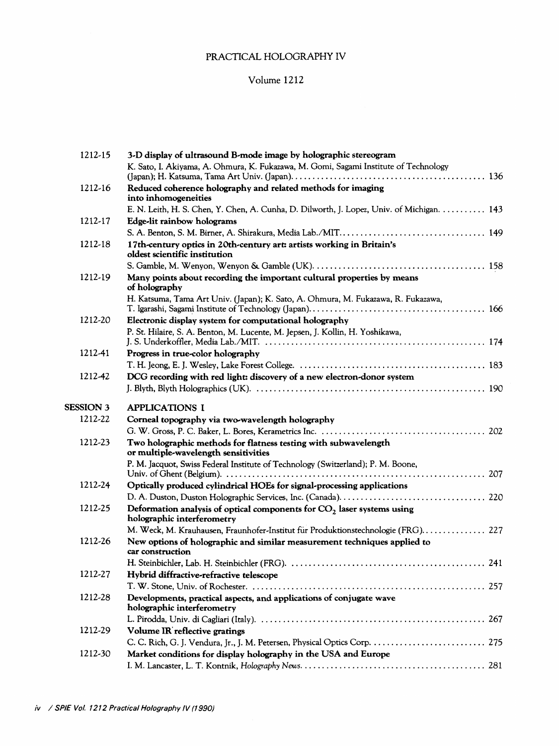# PRACTICAL HOLOGRAPHY IV

## Volume 1212

1212-15 **3-D display of ultrasound B-mode image by holographic stereogram**
K. Sato, I. Akiyama, A. Ohmura, K. Fukazawa, M. Gomi, Sagami Institute of Technology (Japan); H. Katsuma, Tama Art Univ. (Japan) ........ 136

1212-16 **Reduced coherence holography and related methods for imaging into inhomogeneities**
E. N. Leith, H. S. Chen, Y. Chen, A. Cunha, D. Dilworth, J. Lopez, Univ. of Michigan ........ 143

1212-17 **Edge-lit rainbow holograms**
S. A. Benton, S. M. Birner, A. Shirakura, Media Lab./MIT ........ 149

1212-18 **17th-century optics in 20th-century art: artists working in Britain's oldest scientific institution**
S. Gamble, M. Wenyon, Wenyon & Gamble (UK) ........ 158

1212-19 **Many points about recording the important cultural properties by means of holography**
H. Katsuma, Tama Art Univ. (Japan); K. Sato, A. Ohmura, M. Fukazawa, R. Fukazawa, T. Igarashi, Sagami Institute of Technology (Japan) ........ 166

1212-20 **Electronic display system for computational holography**
P. St. Hilaire, S. A. Benton, M. Lucente, M. Jepsen, J. Kollin, H. Yoshikawa, J. S. Underkoffler, Media Lab./MIT ........ 174

1212-41 **Progress in true-color holography**
T. H. Jeong, E. J. Wesley, Lake Forest College ........ 183

1212-42 **DCG recording with red light: discovery of a new electron-donor system**
J. Blyth, Blyth Holographics (UK) ........ 190

## SESSION 3 APPLICATIONS I

1212-22 **Corneal topography via two-wavelength holography**
G. W. Gross, P. C. Baker, L. Bores, Kerametrics Inc. ........ 202

1212-23 **Two holographic methods for flatness testing with subwavelength or multiple-wavelength sensitivities**
P. M. Jacquot, Swiss Federal Institute of Technology (Switzerland); P. M. Boone, Univ. of Ghent (Belgium) ........ 207

1212-24 **Optically produced cylindrical HOEs for signal-processing applications**
D. A. Duston, Duston Holographic Services, Inc. (Canada) ........ 220

1212-25 **Deformation analysis of optical components for $CO_2$ laser systems using holographic interferometry**
M. Weck, M. Krauhausen, Fraunhofer-Institut für Produktionstechnologie (FRG) ........ 227

1212-26 **New options of holographic and similar measurement techniques applied to car construction**
H. Steinbichler, Lab. H. Steinbichler (FRG) ........ 241

1212-27 **Hybrid diffractive-refractive telescope**
T. W. Stone, Univ. of Rochester ........ 257

1212-28 **Developments, practical aspects, and applications of conjugate wave holographic interferometry**
L. Pirodda, Univ. di Cagliari (Italy) ........ 267

1212-29 **Volume IR reflective gratings**
C. C. Rich, G. J. Vendura, Jr., J. M. Petersen, Physical Optics Corp. ........ 275

1212-30 **Market conditions for display holography in the USA and Europe**
I. M. Lancaster, L. T. Kontnik, *Holography News* ........ 281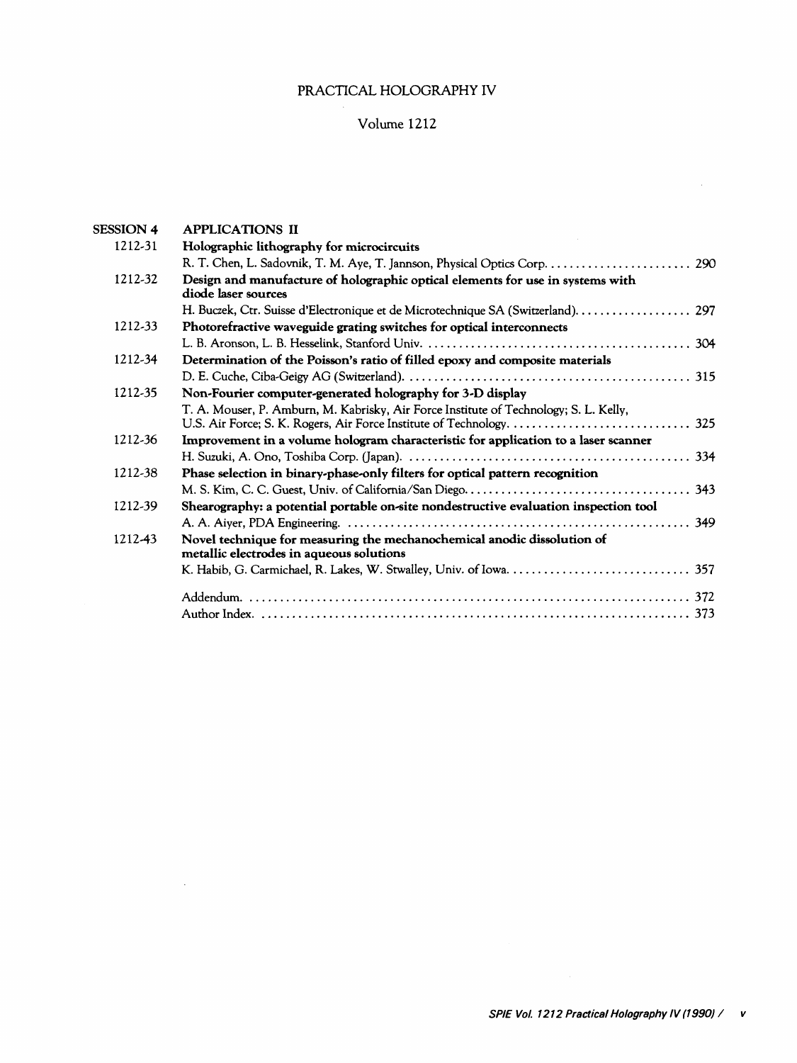PRACTICAL HOLOGRAPHY IV

Volume 1212

**SESSION 4 APPLICATIONS II**

1212-31 **Holographic lithography for microcircuits**
R. T. Chen, L. Sadovnik, T. M. Aye, T. Jannson, Physical Optics Corp. .......... 290

1212-32 **Design and manufacture of holographic optical elements for use in systems with diode laser sources**
H. Buczek, Ctr. Suisse d'Electronique et de Microtechnique SA (Switzerland). .......... 297

1212-33 **Photorefractive waveguide grating switches for optical interconnects**
L. B. Aronson, L. B. Hesselink, Stanford Univ. .......... 304

1212-34 **Determination of the Poisson's ratio of filled epoxy and composite materials**
D. E. Cuche, Ciba-Geigy AG (Switzerland). .......... 315

1212-35 **Non-Fourier computer-generated holography for 3-D display**
T. A. Mouser, P. Amburn, M. Kabrisky, Air Force Institute of Technology; S. L. Kelly, U.S. Air Force; S. K. Rogers, Air Force Institute of Technology. .......... 325

1212-36 **Improvement in a volume hologram characteristic for application to a laser scanner**
H. Suzuki, A. Ono, Toshiba Corp. (Japan). .......... 334

1212-38 **Phase selection in binary-phase-only filters for optical pattern recognition**
M. S. Kim, C. C. Guest, Univ. of California/San Diego. .......... 343

1212-39 **Shearography: a potential portable on-site nondestructive evaluation inspection tool**
A. A. Aiyer, PDA Engineering. .......... 349

1212-43 **Novel technique for measuring the mechanochemical anodic dissolution of metallic electrodes in aqueous solutions**
K. Habib, G. Carmichael, R. Lakes, W. Stwalley, Univ. of Iowa. .......... 357

Addendum. .......... 372

Author Index. .......... 373